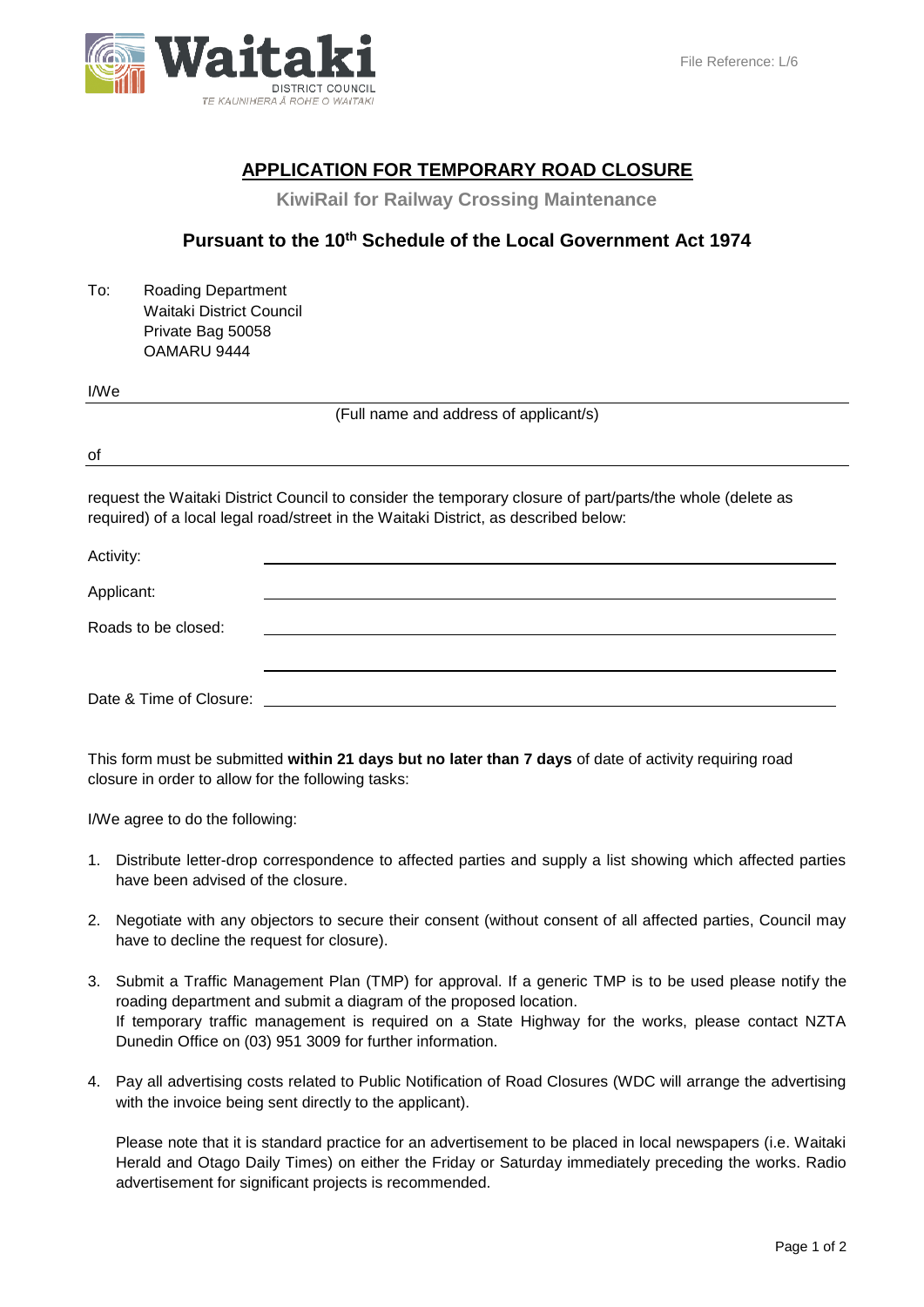File Reference: L/6

# APPLICATION FOR TEMPORARY ROAD CLOSURE

**KiwiRail for Railway Crossing Maintenance**

## Pursuant to the 10th Schedule of the Local Government Act 1974

To: Roading Department
Waitaki District Council
Private Bag 50058
OAMARU 9444

I/We ______________________________________________

(Full name and address of applicant/s)

of ______________________________________________

request the Waitaki District Council to consider the temporary closure of part/parts/the whole (delete as required) of a local legal road/street in the Waitaki District, as described below:

Activity: ______________________________________________

Applicant: ______________________________________________

Roads to be closed: ______________________________________________

______________________________________________

Date & Time of Closure: ______________________________________________

This form must be submitted **within 21 days but no later than 7 days** of date of activity requiring road closure in order to allow for the following tasks:

I/We agree to do the following:

1. Distribute letter-drop correspondence to affected parties and supply a list showing which affected parties have been advised of the closure.

2. Negotiate with any objectors to secure their consent (without consent of all affected parties, Council may have to decline the request for closure).

3. Submit a Traffic Management Plan (TMP) for approval. If a generic TMP is to be used please notify the roading department and submit a diagram of the proposed location.
   If temporary traffic management is required on a State Highway for the works, please contact NZTA Dunedin Office on (03) 951 3009 for further information.

4. Pay all advertising costs related to Public Notification of Road Closures (WDC will arrange the advertising with the invoice being sent directly to the applicant).

   Please note that it is standard practice for an advertisement to be placed in local newspapers (i.e. Waitaki Herald and Otago Daily Times) on either the Friday or Saturday immediately preceding the works. Radio advertisement for significant projects is recommended.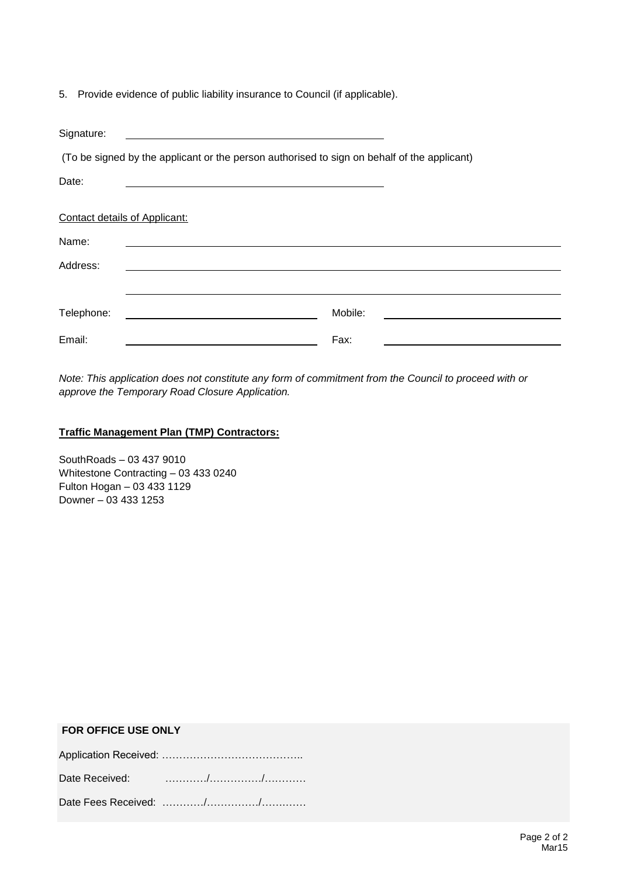5. Provide evidence of public liability insurance to Council (if applicable).

Signature: ______________________________

(To be signed by the applicant or the person authorised to sign on behalf of the applicant)

Date: ______________________________

Contact details of Applicant:

Name: ______________________________

Address: ______________________________

______________________________

Telephone: ____________________ Mobile: ____________________

Email: ____________________ Fax: ____________________

*Note: This application does not constitute any form of commitment from the Council to proceed with or approve the Temporary Road Closure Application.*

**Traffic Management Plan (TMP) Contractors:**

SouthRoads – 03 437 9010
Whitestone Contracting – 03 433 0240
Fulton Hogan – 03 433 1129
Downer – 03 433 1253

**FOR OFFICE USE ONLY**

Application Received: …………………………………..

Date Received: …………/……………/…………

Date Fees Received: …………/……………/…….……

Mar15